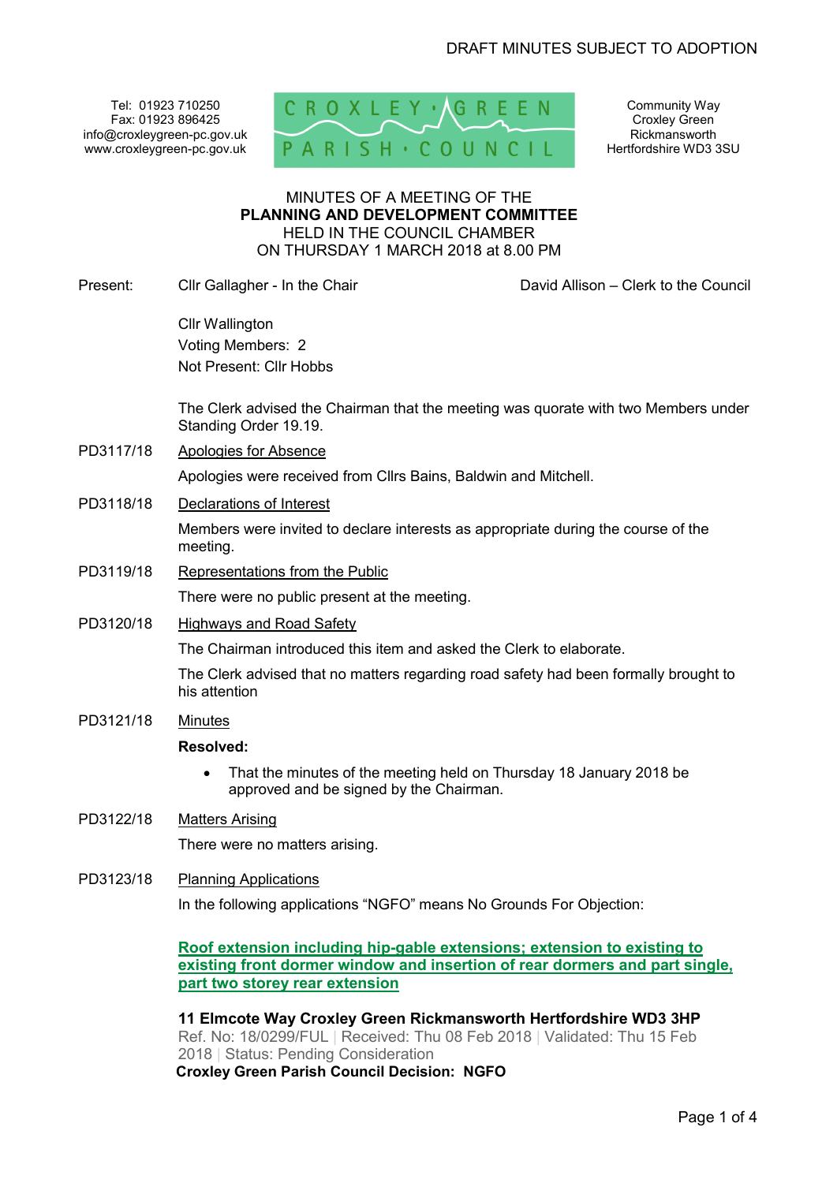DRAFT MINUTES SUBJECT TO ADOPTION

Tel: 01923 710250
Fax: 01923 896425
info@croxleygreen-pc.gov.uk
www.croxleygreen-pc.gov.uk

CROXLEY GREEN PARISH COUNCIL

Community Way
Croxley Green
Rickmansworth
Hertfordshire WD3 3SU

MINUTES OF A MEETING OF THE
**PLANNING AND DEVELOPMENT COMMITTEE**
HELD IN THE COUNCIL CHAMBER
ON THURSDAY 1 MARCH 2018 at 8.00 PM

Present: Cllr Gallagher - In the Chair — David Allison – Clerk to the Council

Cllr Wallington
Voting Members: 2
Not Present: Cllr Hobbs

The Clerk advised the Chairman that the meeting was quorate with two Members under Standing Order 19.19.

**PD3117/18 Apologies for Absence**

Apologies were received from Cllrs Bains, Baldwin and Mitchell.

**PD3118/18 Declarations of Interest**

Members were invited to declare interests as appropriate during the course of the meeting.

**PD3119/18 Representations from the Public**

There were no public present at the meeting.

**PD3120/18 Highways and Road Safety**

The Chairman introduced this item and asked the Clerk to elaborate.

The Clerk advised that no matters regarding road safety had been formally brought to his attention

**PD3121/18 Minutes**

**Resolved:**

- That the minutes of the meeting held on Thursday 18 January 2018 be approved and be signed by the Chairman.

**PD3122/18 Matters Arising**

There were no matters arising.

**PD3123/18 Planning Applications**

In the following applications "NGFO" means No Grounds For Objection:

**Roof extension including hip-gable extensions; extension to existing to existing front dormer window and insertion of rear dormers and part single, part two storey rear extension**

**11 Elmcote Way Croxley Green Rickmansworth Hertfordshire WD3 3HP**
Ref. No: 18/0299/FUL | Received: Thu 08 Feb 2018 | Validated: Thu 15 Feb 2018 | Status: Pending Consideration
**Croxley Green Parish Council Decision: NGFO**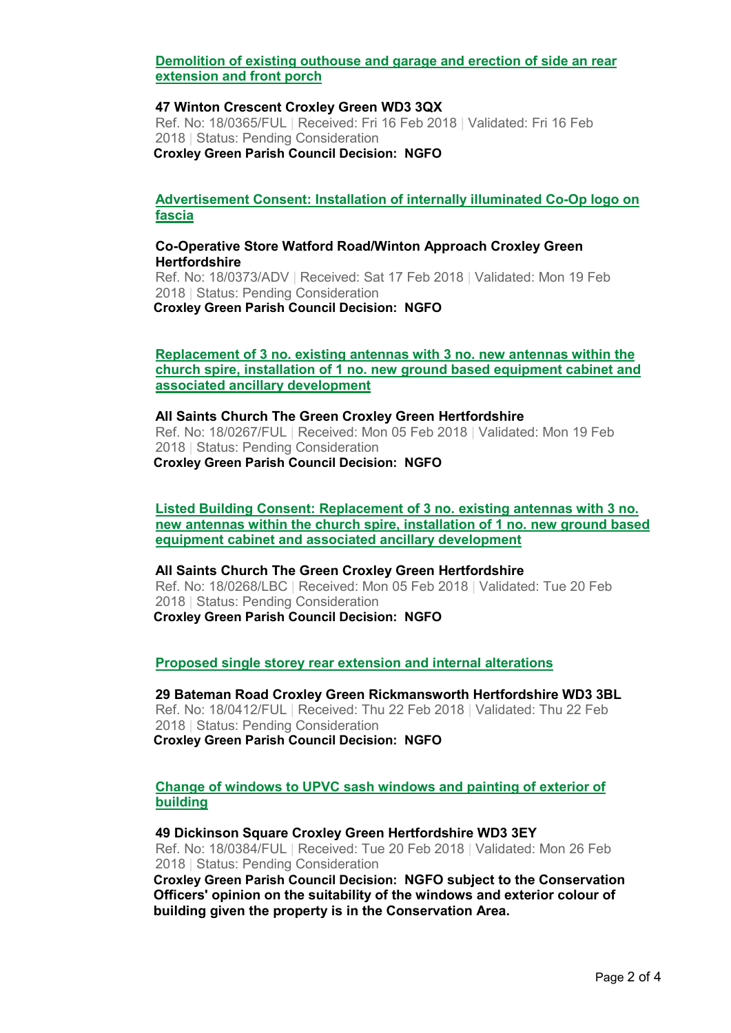**Demolition of existing outhouse and garage and erection of side an rear extension and front porch**

**47 Winton Crescent Croxley Green WD3 3QX**
Ref. No: 18/0365/FUL | Received: Fri 16 Feb 2018 | Validated: Fri 16 Feb 2018 | Status: Pending Consideration
**Croxley Green Parish Council Decision: NGFO**

**Advertisement Consent: Installation of internally illuminated Co-Op logo on fascia**

**Co-Operative Store Watford Road/Winton Approach Croxley Green Hertfordshire**
Ref. No: 18/0373/ADV | Received: Sat 17 Feb 2018 | Validated: Mon 19 Feb 2018 | Status: Pending Consideration
**Croxley Green Parish Council Decision: NGFO**

**Replacement of 3 no. existing antennas with 3 no. new antennas within the church spire, installation of 1 no. new ground based equipment cabinet and associated ancillary development**

**All Saints Church The Green Croxley Green Hertfordshire**
Ref. No: 18/0267/FUL | Received: Mon 05 Feb 2018 | Validated: Mon 19 Feb 2018 | Status: Pending Consideration
**Croxley Green Parish Council Decision: NGFO**

**Listed Building Consent: Replacement of 3 no. existing antennas with 3 no. new antennas within the church spire, installation of 1 no. new ground based equipment cabinet and associated ancillary development**

**All Saints Church The Green Croxley Green Hertfordshire**
Ref. No: 18/0268/LBC | Received: Mon 05 Feb 2018 | Validated: Tue 20 Feb 2018 | Status: Pending Consideration
**Croxley Green Parish Council Decision: NGFO**

**Proposed single storey rear extension and internal alterations**

**29 Bateman Road Croxley Green Rickmansworth Hertfordshire WD3 3BL**
Ref. No: 18/0412/FUL | Received: Thu 22 Feb 2018 | Validated: Thu 22 Feb 2018 | Status: Pending Consideration
**Croxley Green Parish Council Decision: NGFO**

**Change of windows to UPVC sash windows and painting of exterior of building**

**49 Dickinson Square Croxley Green Hertfordshire WD3 3EY**
Ref. No: 18/0384/FUL | Received: Tue 20 Feb 2018 | Validated: Mon 26 Feb 2018 | Status: Pending Consideration
**Croxley Green Parish Council Decision: NGFO subject to the Conservation Officers' opinion on the suitability of the windows and exterior colour of building given the property is in the Conservation Area.**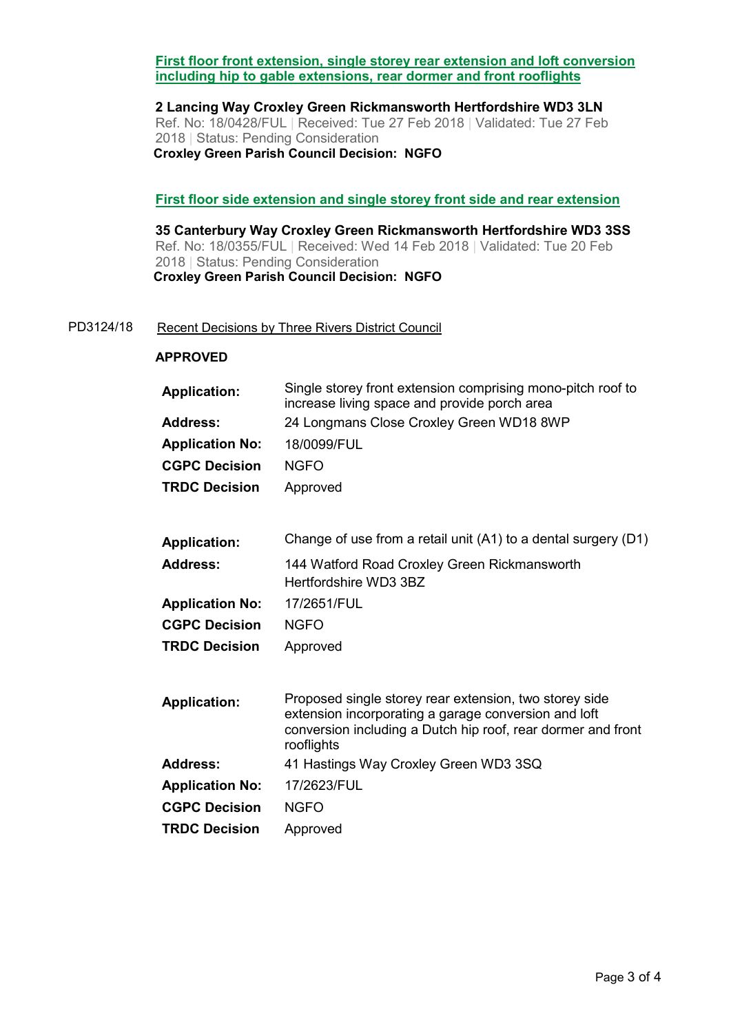**[First floor front extension, single storey rear extension and loft conversion including hip to gable extensions, rear dormer and front rooflights]**

**2 Lancing Way Croxley Green Rickmansworth Hertfordshire WD3 3LN**
Ref. No: 18/0428/FUL | Received: Tue 27 Feb 2018 | Validated: Tue 27 Feb 2018 | Status: Pending Consideration
**Croxley Green Parish Council Decision: NGFO**

**[First floor side extension and single storey front side and rear extension]**

**35 Canterbury Way Croxley Green Rickmansworth Hertfordshire WD3 3SS**
Ref. No: 18/0355/FUL | Received: Wed 14 Feb 2018 | Validated: Tue 20 Feb 2018 | Status: Pending Consideration
**Croxley Green Parish Council Decision: NGFO**

PD3124/18 Recent Decisions by Three Rivers District Council

**APPROVED**

| | |
|---|---|
| **Application:** | Single storey front extension comprising mono-pitch roof to increase living space and provide porch area |
| **Address:** | 24 Longmans Close Croxley Green WD18 8WP |
| **Application No:** | 18/0099/FUL |
| **CGPC Decision** | NGFO |
| **TRDC Decision** | Approved |

| | |
|---|---|
| **Application:** | Change of use from a retail unit (A1) to a dental surgery (D1) |
| **Address:** | 144 Watford Road Croxley Green Rickmansworth Hertfordshire WD3 3BZ |
| **Application No:** | 17/2651/FUL |
| **CGPC Decision** | NGFO |
| **TRDC Decision** | Approved |

| | |
|---|---|
| **Application:** | Proposed single storey rear extension, two storey side extension incorporating a garage conversion and loft conversion including a Dutch hip roof, rear dormer and front rooflights |
| **Address:** | 41 Hastings Way Croxley Green WD3 3SQ |
| **Application No:** | 17/2623/FUL |
| **CGPC Decision** | NGFO |
| **TRDC Decision** | Approved |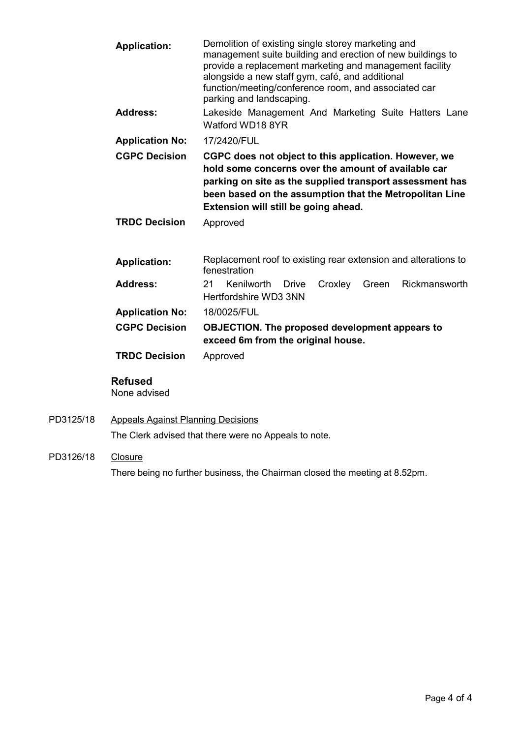| | |
|---|---|
| **Application:** | Demolition of existing single storey marketing and management suite building and erection of new buildings to provide a replacement marketing and management facility alongside a new staff gym, café, and additional function/meeting/conference room, and associated car parking and landscaping. |
| **Address:** | Lakeside Management And Marketing Suite Hatters Lane Watford WD18 8YR |
| **Application No:** | 17/2420/FUL |
| **CGPC Decision** | **CGPC does not object to this application. However, we hold some concerns over the amount of available car parking on site as the supplied transport assessment has been based on the assumption that the Metropolitan Line Extension will still be going ahead.** |
| **TRDC Decision** | Approved |

| | |
|---|---|
| **Application:** | Replacement roof to existing rear extension and alterations to fenestration |
| **Address:** | 21 Kenilworth Drive Croxley Green Rickmansworth Hertfordshire WD3 3NN |
| **Application No:** | 18/0025/FUL |
| **CGPC Decision** | **OBJECTION. The proposed development appears to exceed 6m from the original house.** |
| **TRDC Decision** | Approved |

### Refused

None advised

PD3125/18 Appeals Against Planning Decisions

The Clerk advised that there were no Appeals to note.

PD3126/18 Closure

There being no further business, the Chairman closed the meeting at 8.52pm.